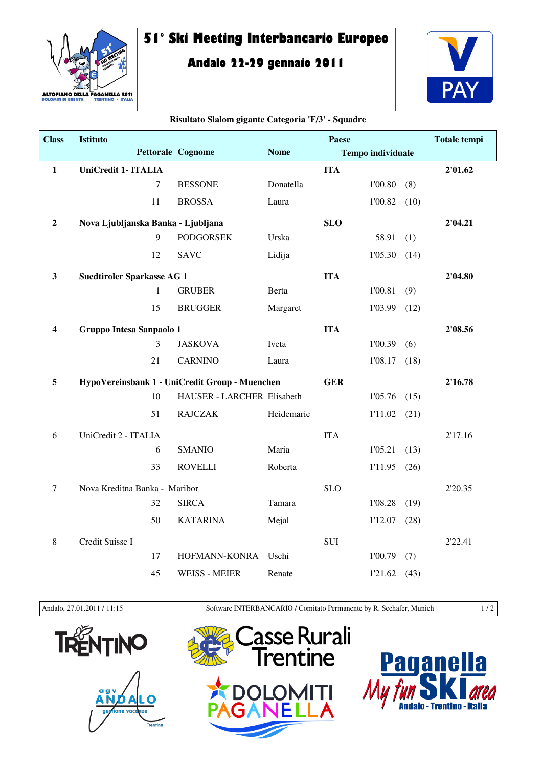# 51° Ski Meeting Interbancario Europeo

## Andalo 22-29 gennaio 2011

**Risultato Slalom gigante Categoria 'F/3' - Squadre**

| Class | Istituto / Pettorale | Cognome | Nome | Paese / Tempo individuale | | Totale tempi |
|---|---|---|---|---|---|---|
| **1** | **UniCredit 1- ITALIA** | | | **ITA** | | **2'01.62** |
| | 7 | BESSONE | Donatella | 1'00.80 | (8) | |
| | 11 | BROSSA | Laura | 1'00.82 | (10) | |
| **2** | **Nova Ljubljanska Banka - Ljubljana** | | | **SLO** | | **2'04.21** |
| | 9 | PODGORSEK | Urska | 58.91 | (1) | |
| | 12 | SAVC | Lidija | 1'05.30 | (14) | |
| **3** | **Suedtiroler Sparkasse AG 1** | | | **ITA** | | **2'04.80** |
| | 1 | GRUBER | Berta | 1'00.81 | (9) | |
| | 15 | BRUGGER | Margaret | 1'03.99 | (12) | |
| **4** | **Gruppo Intesa Sanpaolo 1** | | | **ITA** | | **2'08.56** |
| | 3 | JASKOVA | Iveta | 1'00.39 | (6) | |
| | 21 | CARNINO | Laura | 1'08.17 | (18) | |
| **5** | **HypoVereinsbank 1 - UniCredit Group - Muenchen** | | | **GER** | | **2'16.78** |
| | 10 | HAUSER - LARCHER | Elisabeth | 1'05.76 | (15) | |
| | 51 | RAJCZAK | Heidemarie | 1'11.02 | (21) | |
| 6 | UniCredit 2 - ITALIA | | | ITA | | 2'17.16 |
| | 6 | SMANIO | Maria | 1'05.21 | (13) | |
| | 33 | ROVELLI | Roberta | 1'11.95 | (26) | |
| 7 | Nova Kreditna Banka - Maribor | | | SLO | | 2'20.35 |
| | 32 | SIRCA | Tamara | 1'08.28 | (19) | |
| | 50 | KATARINA | Mejal | 1'12.07 | (28) | |
| 8 | Credit Suisse I | | | SUI | | 2'22.41 |
| | 17 | HOFMANN-KONRA | Uschi | 1'00.79 | (7) | |
| | 45 | WEISS - MEIER | Renate | 1'21.62 | (43) | |

Andalo, 27.01.2011 / 11:15 — Software INTERBANCARIO / Comitato Permanente by R. Seehafer, Munich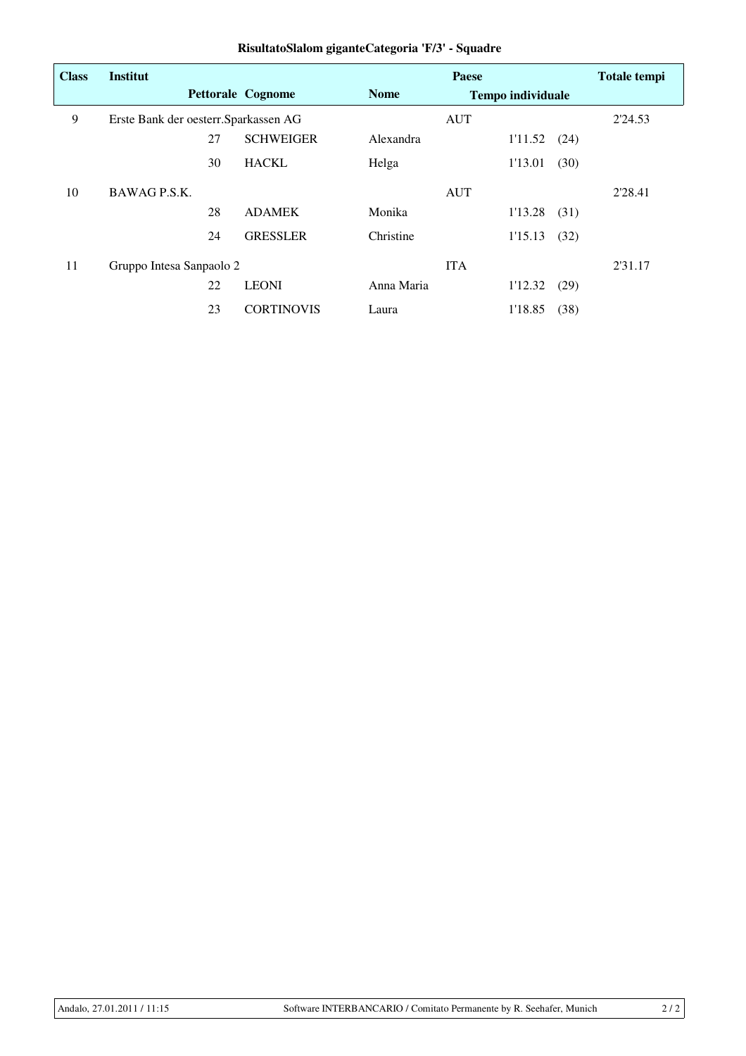## RisultatoSlalom giganteCategoria 'F/3' - Squadre

| Class | Institut | | | Paese | | | Totale tempi |
|---|---|---|---|---|---|---|---|
| | Pettorale | Cognome | Nome | Tempo individuale | | | |
| 9 | Erste Bank der oesterr.Sparkassen AG | | | AUT | | | 2'24.53 |
| | 27 | SCHWEIGER | Alexandra | | 1'11.52 | (24) | |
| | 30 | HACKL | Helga | | 1'13.01 | (30) | |
| 10 | BAWAG P.S.K. | | | AUT | | | 2'28.41 |
| | 28 | ADAMEK | Monika | | 1'13.28 | (31) | |
| | 24 | GRESSLER | Christine | | 1'15.13 | (32) | |
| 11 | Gruppo Intesa Sanpaolo 2 | | | ITA | | | 2'31.17 |
| | 22 | LEONI | Anna Maria | | 1'12.32 | (29) | |
| | 23 | CORTINOVIS | Laura | | 1'18.85 | (38) | |

Andalo, 27.01.2011 / 11:15 Software INTERBANCARIO / Comitato Permanente by R. Seehafer, Munich